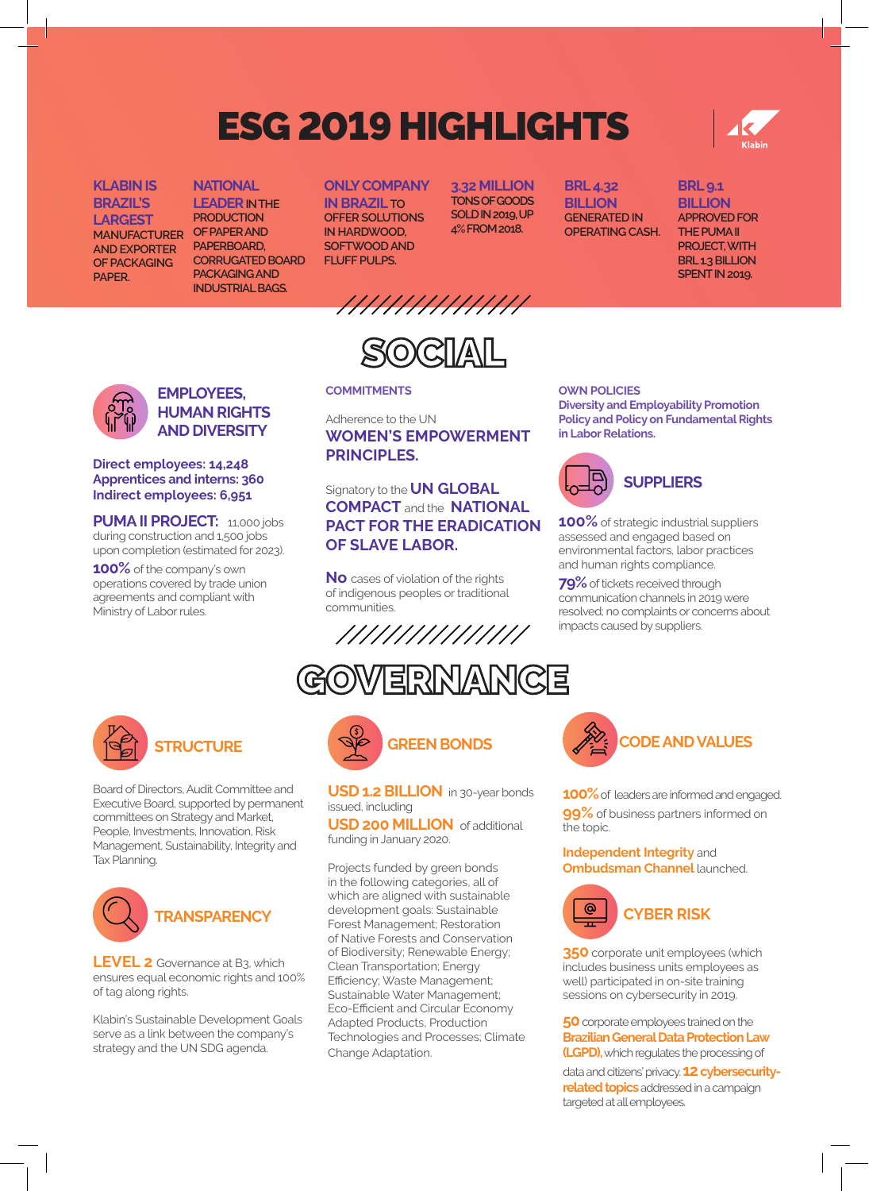# ESG 2019 HIGHLIGHTS

Klabin

**KLABIN IS BRAZIL'S LARGEST** MANUFACTURER AND EXPORTER OF PACKAGING PAPER.

**NATIONAL LEADER** IN THE PRODUCTION OF PAPER AND PAPERBOARD, CORRUGATED BOARD PACKAGING AND INDUSTRIAL BAGS.

**ONLY COMPANY IN BRAZIL** TO OFFER SOLUTIONS IN HARDWOOD, SOFTWOOD AND FLUFF PULPS.

**3.32 MILLION** TONS OF GOODS SOLD IN 2019, UP 4% FROM 2018.

**BRL 4.32 BILLION** GENERATED IN OPERATING CASH.

**BRL 9.1 BILLION** APPROVED FOR THE PUMA II PROJECT, WITH BRL 1.3 BILLION SPENT IN 2019.

## SOCIAL

### EMPLOYEES, HUMAN RIGHTS AND DIVERSITY

**Direct employees: 14,248**
**Apprentices and interns: 360**
**Indirect employees: 6,951**

**PUMA II PROJECT:** 11,000 jobs during construction and 1,500 jobs upon completion (estimated for 2023).

**100%** of the company's own operations covered by trade union agreements and compliant with Ministry of Labor rules.

### COMMITMENTS

Adherence to the UN **WOMEN'S EMPOWERMENT PRINCIPLES.**

Signatory to the **UN GLOBAL COMPACT** and the **NATIONAL PACT FOR THE ERADICATION OF SLAVE LABOR.**

**No** cases of violation of the rights of indigenous peoples or traditional communities.

### OWN POLICIES

**Diversity and Employability Promotion Policy and Policy on Fundamental Rights in Labor Relations.**

### SUPPLIERS

**100%** of strategic industrial suppliers assessed and engaged based on environmental factors, labor practices and human rights compliance.

**79%** of tickets received through communication channels in 2019 were resolved; no complaints or concerns about impacts caused by suppliers.

## GOVERNANCE

### STRUCTURE

Board of Directors, Audit Committee and Executive Board, supported by permanent committees on Strategy and Market, People, Investments, Innovation, Risk Management, Sustainability, Integrity and Tax Planning.

### TRANSPARENCY

**LEVEL 2** Governance at B3, which ensures equal economic rights and 100% of tag along rights.

Klabin's Sustainable Development Goals serve as a link between the company's strategy and the UN SDG agenda.

### GREEN BONDS

**USD 1.2 BILLION** in 30-year bonds issued, including **USD 200 MILLION** of additional funding in January 2020.

Projects funded by green bonds in the following categories, all of which are aligned with sustainable development goals: Sustainable Forest Management; Restoration of Native Forests and Conservation of Biodiversity; Renewable Energy; Clean Transportation; Energy Efficiency; Waste Management; Sustainable Water Management; Eco-Efficient and Circular Economy Adapted Products, Production Technologies and Processes; Climate Change Adaptation.

### CODE AND VALUES

**100%** of leaders are informed and engaged.

**99%** of business partners informed on the topic.

**Independent Integrity** and **Ombudsman Channel** launched.

### CYBER RISK

**350** corporate unit employees (which includes business units employees as well) participated in on-site training sessions on cybersecurity in 2019.

**50** corporate employees trained on the **Brazilian General Data Protection Law (LGPD),** which regulates the processing of data and citizens' privacy. **12 cybersecurity-related topics** addressed in a campaign targeted at all employees.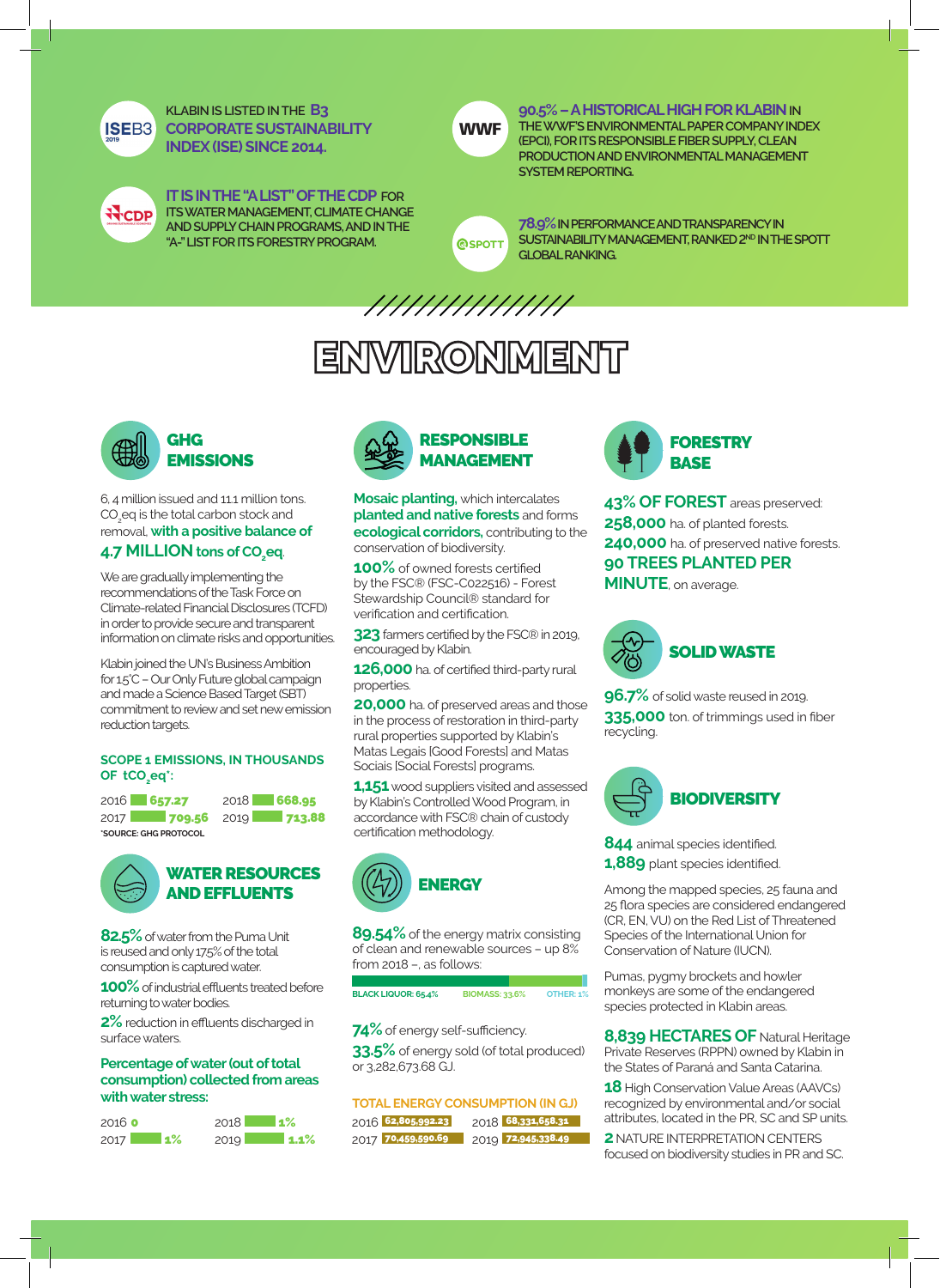KLABIN IS LISTED IN THE **B3 CORPORATE SUSTAINABILITY INDEX (ISE) SINCE 2014.**

**IT IS IN THE "A LIST" OF THE CDP** FOR ITS WATER MANAGEMENT, CLIMATE CHANGE AND SUPPLY CHAIN PROGRAMS, AND IN THE "A-" LIST FOR ITS FORESTRY PROGRAM.

**90.5% – A HISTORICAL HIGH FOR KLABIN** IN THE WWF'S ENVIRONMENTAL PAPER COMPANY INDEX (EPCI), FOR ITS RESPONSIBLE FIBER SUPPLY, CLEAN PRODUCTION AND ENVIRONMENTAL MANAGEMENT SYSTEM REPORTING.

**78.9%** IN PERFORMANCE AND TRANSPARENCY IN SUSTAINABILITY MANAGEMENT, RANKED 2ND IN THE SPOTT GLOBAL RANKING.

# ENVIRONMENT

## GHG EMISSIONS

6, 4 million issued and 11.1 million tons. $CO_2$eq is the total carbon stock and removal, **with a positive balance of 4.7 MILLION tons of $CO_2$eq**.

We are gradually implementing the recommendations of the Task Force on Climate-related Financial Disclosures (TCFD) in order to provide secure and transparent information on climate risks and opportunities.

Klabin joined the UN's Business Ambition for 1.5°C – Our Only Future global campaign and made a Science Based Target (SBT) commitment to review and set new emission reduction targets.

**SCOPE 1 EMISSIONS, IN THOUSANDS OF $tCO_2eq$\*:**

2016 657.27
2017 709.56
2018 668.95
2019 713.88

\*SOURCE: GHG PROTOCOL

## WATER RESOURCES AND EFFLUENTS

**82.5%** of water from the Puma Unit is reused and only 17.5% of the total consumption is captured water.

**100%** of industrial effluents treated before returning to water bodies.

**2%** reduction in effluents discharged in surface waters.

**Percentage of water (out of total consumption) collected from areas with water stress:**

2016 0
2017 1%
2018 1%
2019 1.1%

## RESPONSIBLE MANAGEMENT

**Mosaic planting,** which intercalates **planted and native forests** and forms **ecological corridors,** contributing to the conservation of biodiversity.

**100%** of owned forests certified by the FSC® (FSC-C022516) - Forest Stewardship Council® standard for verification and certification.

**323** farmers certified by the FSC® in 2019, encouraged by Klabin.

**126,000** ha. of certified third-party rural properties.

**20,000** ha. of preserved areas and those in the process of restoration in third-party rural properties supported by Klabin's Matas Legais [Good Forests] and Matas Sociais [Social Forests] programs.

**1,151** wood suppliers visited and assessed by Klabin's Controlled Wood Program, in accordance with FSC® chain of custody certification methodology.

## ENERGY

**89.54%** of the energy matrix consisting of clean and renewable sources – up 8% from 2018 –, as follows:

BLACK LIQUOR: 65.4%
BIOMASS: 33.6%
OTHER: 1%

**74%** of energy self-sufficiency.

**33.5%** of energy sold (of total produced) or 3,282,673.68 GJ.

**TOTAL ENERGY CONSUMPTION (IN GJ)**

2016 62,805,992.23
2017 70,459,590.69
2018 68,331,658.31
2019 72,945,338.49

## FORESTRY BASE

**43% OF FOREST** areas preserved:

**258,000** ha. of planted forests.

**240,000** ha. of preserved native forests.

**90 TREES PLANTED PER MINUTE**, on average.

## SOLID WASTE

**96.7%** of solid waste reused in 2019.

**335,000** ton. of trimmings used in fiber recycling.

## BIODIVERSITY

**844** animal species identified.

**1,889** plant species identified.

Among the mapped species, 25 fauna and 25 flora species are considered endangered (CR, EN, VU) on the Red List of Threatened Species of the International Union for Conservation of Nature (IUCN).

Pumas, pygmy brockets and howler monkeys are some of the endangered species protected in Klabin areas.

**8,839 HECTARES OF** Natural Heritage Private Reserves (RPPN) owned by Klabin in the States of Paraná and Santa Catarina.

**18** High Conservation Value Areas (AAVCs) recognized by environmental and/or social attributes, located in the PR, SC and SP units.

**2** NATURE INTERPRETATION CENTERS focused on biodiversity studies in PR and SC.